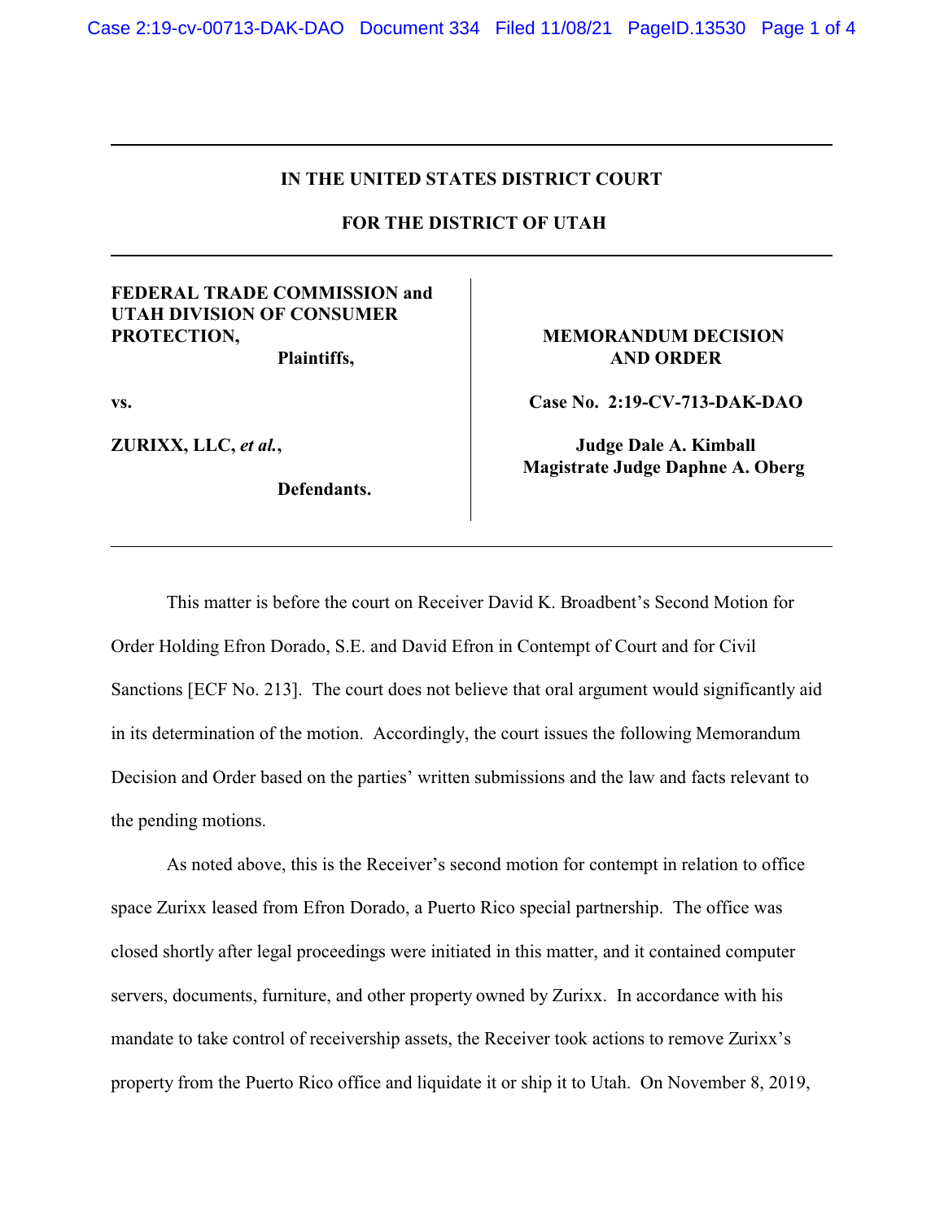**IN THE UNITED STATES DISTRICT COURT**

**FOR THE DISTRICT OF UTAH**

| | |
|---|---|
| **FEDERAL TRADE COMMISSION and UTAH DIVISION OF CONSUMER PROTECTION,** **Plaintiffs,** | **MEMORANDUM DECISION AND ORDER** |
| **vs.** | **Case No. 2:19-CV-713-DAK-DAO** |
| **ZURIXX, LLC, *et al.*,** **Defendants.** | **Judge Dale A. Kimball** **Magistrate Judge Daphne A. Oberg** |

This matter is before the court on Receiver David K. Broadbent's Second Motion for Order Holding Efron Dorado, S.E. and David Efron in Contempt of Court and for Civil Sanctions [ECF No. 213]. The court does not believe that oral argument would significantly aid in its determination of the motion. Accordingly, the court issues the following Memorandum Decision and Order based on the parties' written submissions and the law and facts relevant to the pending motions.

As noted above, this is the Receiver's second motion for contempt in relation to office space Zurixx leased from Efron Dorado, a Puerto Rico special partnership. The office was closed shortly after legal proceedings were initiated in this matter, and it contained computer servers, documents, furniture, and other property owned by Zurixx. In accordance with his mandate to take control of receivership assets, the Receiver took actions to remove Zurixx's property from the Puerto Rico office and liquidate it or ship it to Utah. On November 8, 2019,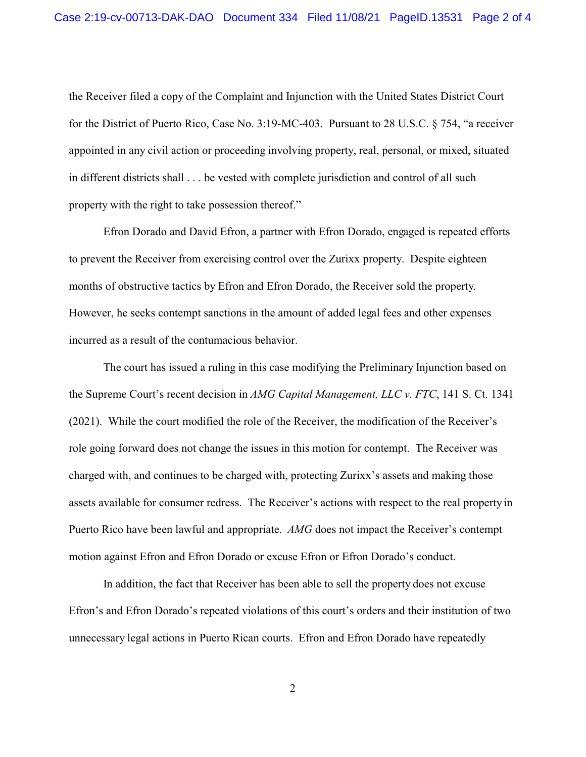the Receiver filed a copy of the Complaint and Injunction with the United States District Court for the District of Puerto Rico, Case No. 3:19-MC-403. Pursuant to 28 U.S.C. § 754, "a receiver appointed in any civil action or proceeding involving property, real, personal, or mixed, situated in different districts shall . . . be vested with complete jurisdiction and control of all such property with the right to take possession thereof."

Efron Dorado and David Efron, a partner with Efron Dorado, engaged is repeated efforts to prevent the Receiver from exercising control over the Zurixx property. Despite eighteen months of obstructive tactics by Efron and Efron Dorado, the Receiver sold the property. However, he seeks contempt sanctions in the amount of added legal fees and other expenses incurred as a result of the contumacious behavior.

The court has issued a ruling in this case modifying the Preliminary Injunction based on the Supreme Court's recent decision in *AMG Capital Management, LLC v. FTC*, 141 S. Ct. 1341 (2021). While the court modified the role of the Receiver, the modification of the Receiver's role going forward does not change the issues in this motion for contempt. The Receiver was charged with, and continues to be charged with, protecting Zurixx's assets and making those assets available for consumer redress. The Receiver's actions with respect to the real property in Puerto Rico have been lawful and appropriate. *AMG* does not impact the Receiver's contempt motion against Efron and Efron Dorado or excuse Efron or Efron Dorado's conduct.

In addition, the fact that Receiver has been able to sell the property does not excuse Efron's and Efron Dorado's repeated violations of this court's orders and their institution of two unnecessary legal actions in Puerto Rican courts. Efron and Efron Dorado have repeatedly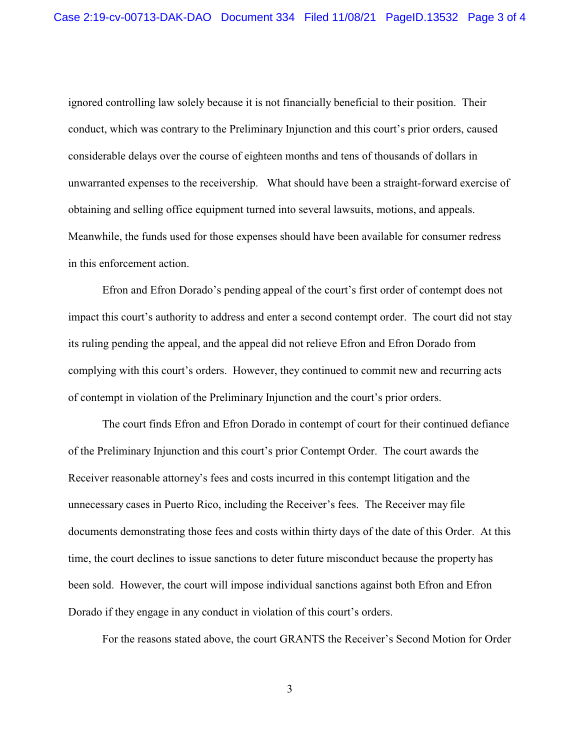ignored controlling law solely because it is not financially beneficial to their position. Their conduct, which was contrary to the Preliminary Injunction and this court's prior orders, caused considerable delays over the course of eighteen months and tens of thousands of dollars in unwarranted expenses to the receivership. What should have been a straight-forward exercise of obtaining and selling office equipment turned into several lawsuits, motions, and appeals. Meanwhile, the funds used for those expenses should have been available for consumer redress in this enforcement action.

Efron and Efron Dorado's pending appeal of the court's first order of contempt does not impact this court's authority to address and enter a second contempt order. The court did not stay its ruling pending the appeal, and the appeal did not relieve Efron and Efron Dorado from complying with this court's orders. However, they continued to commit new and recurring acts of contempt in violation of the Preliminary Injunction and the court's prior orders.

The court finds Efron and Efron Dorado in contempt of court for their continued defiance of the Preliminary Injunction and this court's prior Contempt Order. The court awards the Receiver reasonable attorney's fees and costs incurred in this contempt litigation and the unnecessary cases in Puerto Rico, including the Receiver's fees. The Receiver may file documents demonstrating those fees and costs within thirty days of the date of this Order. At this time, the court declines to issue sanctions to deter future misconduct because the property has been sold. However, the court will impose individual sanctions against both Efron and Efron Dorado if they engage in any conduct in violation of this court's orders.

For the reasons stated above, the court GRANTS the Receiver's Second Motion for Order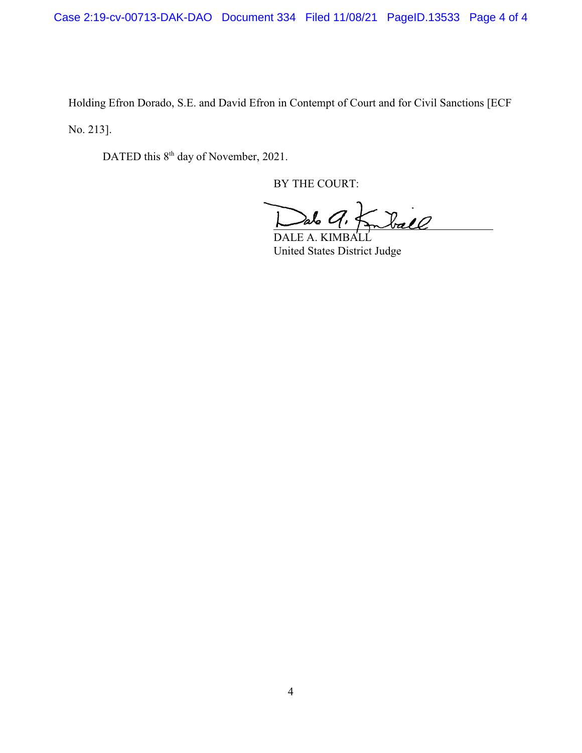Holding Efron Dorado, S.E. and David Efron in Contempt of Court and for Civil Sanctions [ECF No. 213].

DATED this 8th day of November, 2021.

BY THE COURT:

DALE A. KIMBALL
United States District Judge